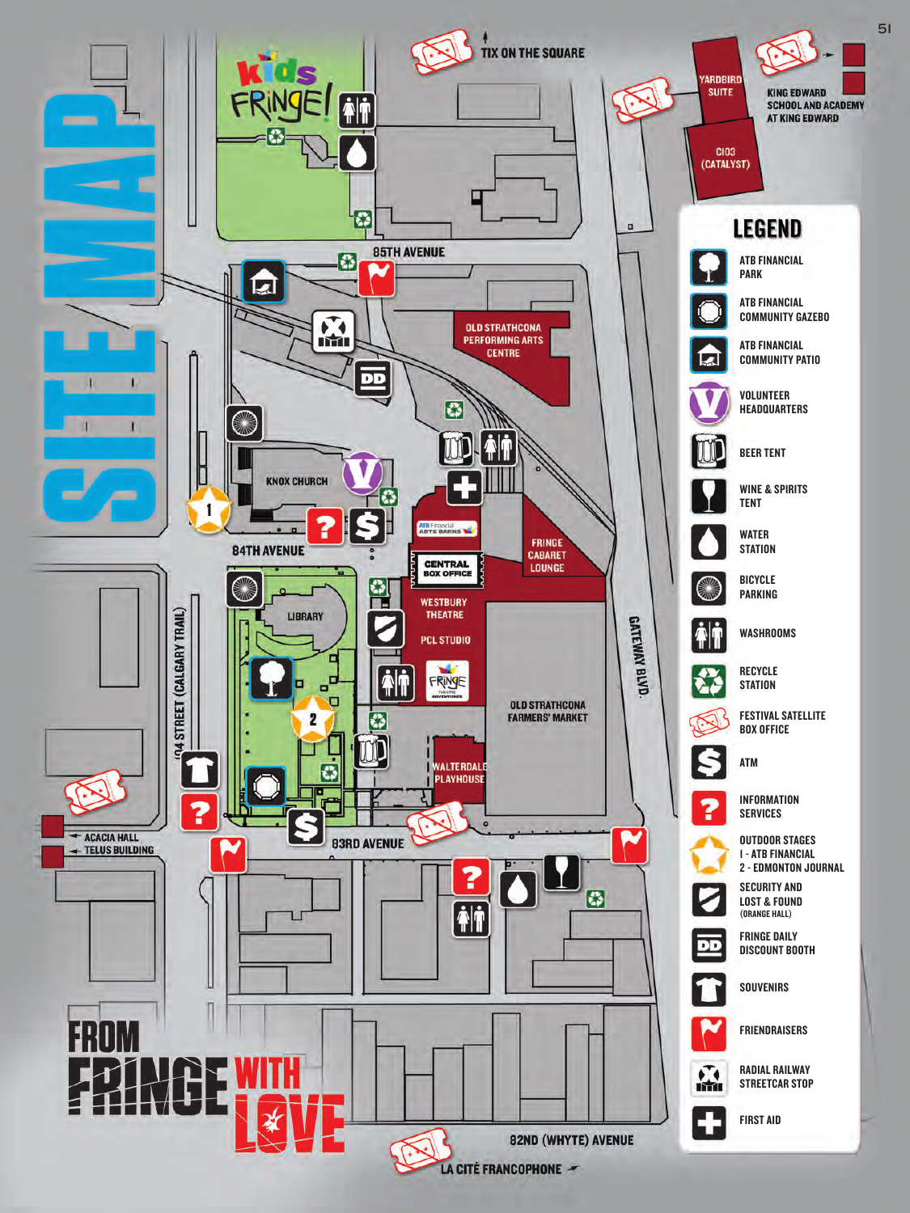# SITE MAP

TIX ON THE SQUARE

YARDBIRD SUITE

KING EDWARD SCHOOL AND ACADEMY AT KING EDWARD

C103 (CATALYST)

KIDS FRINGE!

85TH AVENUE

OLD STRATHCONA PERFORMING ARTS CENTRE

KNOX CHURCH

84TH AVENUE

ATB FINANCIAL ARTS BARNS

CENTRAL BOX OFFICE

FRINGE CABARET LOUNGE

WESTBURY THEATRE

PCL STUDIO

LIBRARY

FRINGE THEATRE ADVENTURES

OLD STRATHCONA FARMERS' MARKET

GATEWAY BLVD.

104 STREET (CALGARY TRAIL)

WALTERDALE PLAYHOUSE

ACACIA HALL

TELUS BUILDING

83RD AVENUE

82ND (WHYTE) AVENUE

LA CITÉ FRANCOPHONE

FROM FRINGE WITH LOVE

## LEGEND

- ATB FINANCIAL PARK
- ATB FINANCIAL COMMUNITY GAZEBO
- ATB FINANCIAL COMMUNITY PATIO
- VOLUNTEER HEADQUARTERS
- BEER TENT
- WINE & SPIRITS TENT
- WATER STATION
- BICYCLE PARKING
- WASHROOMS
- RECYCLE STATION
- FESTIVAL SATELLITE BOX OFFICE
- ATM
- INFORMATION SERVICES
- OUTDOOR STAGES
  - 1 - ATB FINANCIAL
  - 2 - EDMONTON JOURNAL
- SECURITY AND LOST & FOUND (ORANGE HALL)
- FRINGE DAILY DISCOUNT BOOTH
- SOUVENIRS
- FRIENDRAISERS
- RADIAL RAILWAY STREETCAR STOP
- FIRST AID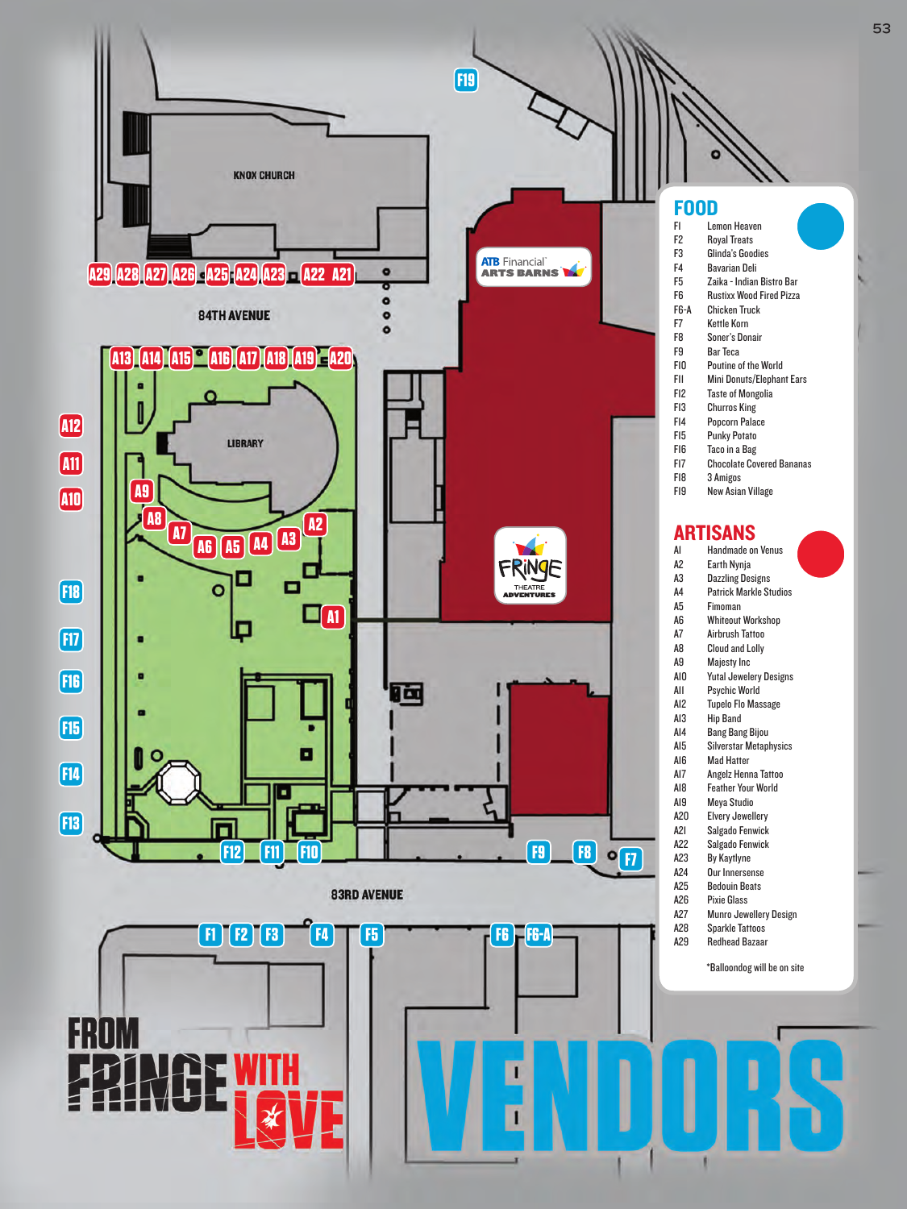# VENDORS

FROM FRINGE WITH LOVE

## FOOD

- F1 Lemon Heaven
- F2 Royal Treats
- F3 Glinda's Goodies
- F4 Bavarian Deli
- F5 Zaika - Indian Bistro Bar
- F6 Rustixx Wood Fired Pizza
- F6-A Chicken Truck
- F7 Kettle Korn
- F8 Soner's Donair
- F9 Bar Teca
- F10 Poutine of the World
- F11 Mini Donuts/Elephant Ears
- F12 Taste of Mongolia
- F13 Churros King
- F14 Popcorn Palace
- F15 Punky Potato
- F16 Taco in a Bag
- F17 Chocolate Covered Bananas
- F18 3 Amigos
- F19 New Asian Village

## ARTISANS

- A1 Handmade on Venus
- A2 Earth Nynja
- A3 Dazzling Designs
- A4 Patrick Markle Studios
- A5 Fimoman
- A6 Whiteout Workshop
- A7 Airbrush Tattoo
- A8 Cloud and Lolly
- A9 Majesty Inc
- A10 Yutal Jewelery Designs
- A11 Psychic World
- A12 Tupelo Flo Massage
- A13 Hip Band
- A14 Bang Bang Bijou
- A15 Silverstar Metaphysics
- A16 Mad Hatter
- A17 Angelz Henna Tattoo
- A18 Feather Your World
- A19 Meya Studio
- A20 Elvery Jewellery
- A21 Salgado Fenwick
- A22 Salgado Fenwick
- A23 By Kaytlyne
- A24 Our Innersense
- A25 Bedouin Beats
- A26 Pixie Glass
- A27 Munro Jewellery Design
- A28 Sparkle Tattoos
- A29 Redhead Bazaar

*Balloondog will be on site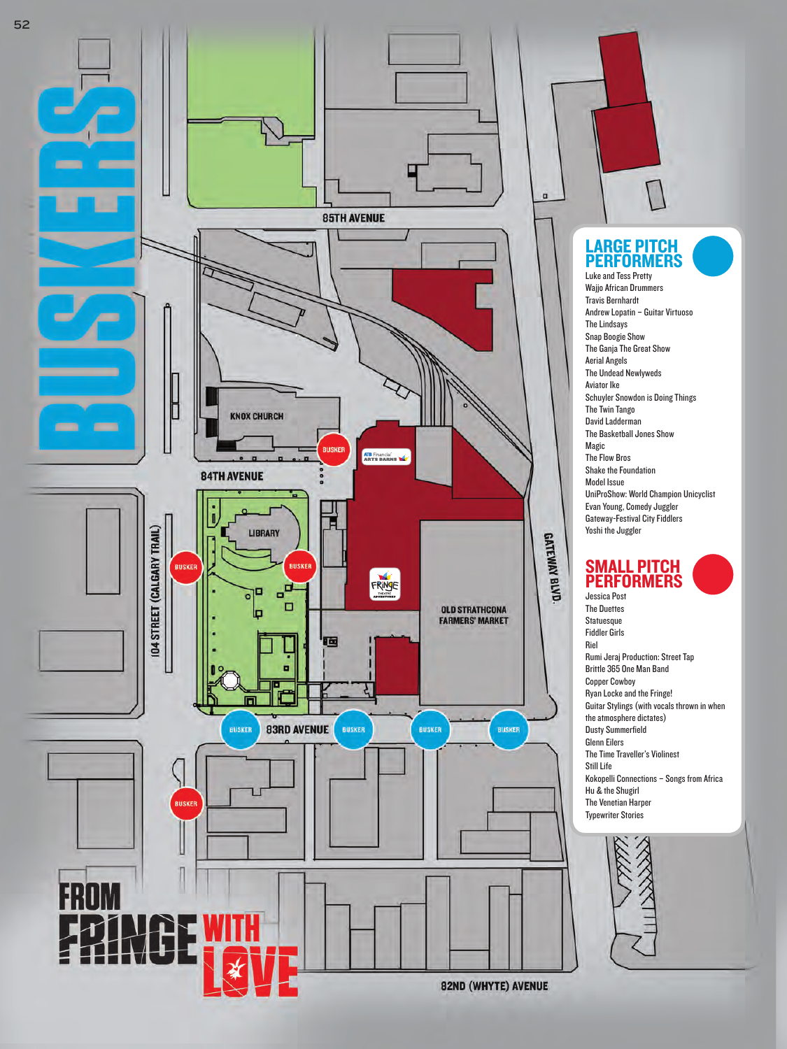# BUSKERS

## LARGE PITCH PERFORMERS

- Luke and Tess Pretty
- Wajjo African Drummers
- Travis Bernhardt
- Andrew Lopatin – Guitar Virtuoso
- The Lindsays
- Snap Boogie Show
- The Ganja The Great Show
- Aerial Angels
- The Undead Newlyweds
- Aviator Ike
- Schuyler Snowdon is Doing Things
- The Twin Tango
- David Ladderman
- The Basketball Jones Show
- Magic
- The Flow Bros
- Shake the Foundation
- Model Issue
- UniProShow: World Champion Unicyclist
- Evan Young, Comedy Juggler
- Gateway-Festival City Fiddlers
- Yoshi the Juggler

## SMALL PITCH PERFORMERS

- Jessica Post
- The Duettes
- Statuesque
- Fiddler Girls
- Riel
- Rumi Jeraj Production: Street Tap
- Brittle 365 One Man Band
- Copper Cowboy
- Ryan Locke and the Fringe!
- Guitar Stylings (with vocals thrown in when the atmosphere dictates)
- Dusty Summerfield
- Glenn Eilers
- The Time Traveller's Violinest
- Still Life
- Kokopelli Connections – Songs from Africa
- Hu & the Shugirl
- The Venetian Harper
- Typewriter Stories

85TH AVENUE

KNOX CHURCH

84TH AVENUE

LIBRARY

104 STREET (CALGARY TRAIL)

ATB Financial ARTS BARNS

FRINGE THEATRE ADVENTURES

OLD STRATHCONA FARMERS' MARKET

GATEWAY BLVD.

83RD AVENUE

82ND (WHYTE) AVENUE

BUSKER

FROM FRINGE WITH LOVE